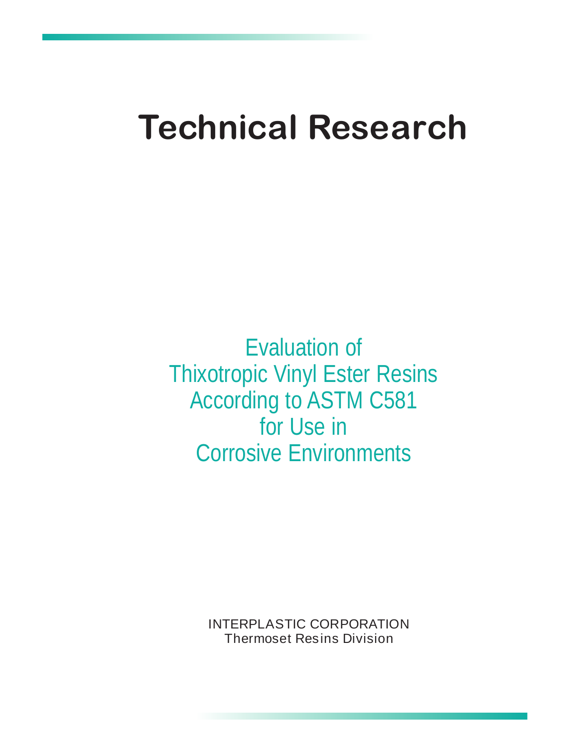# Technical Research

## Evaluation of Thixotropic Vinyl Ester Resins According to ASTM C581 for Use in Corrosive Environments

INTERPLASTIC CORPORATION
Thermoset Resins Division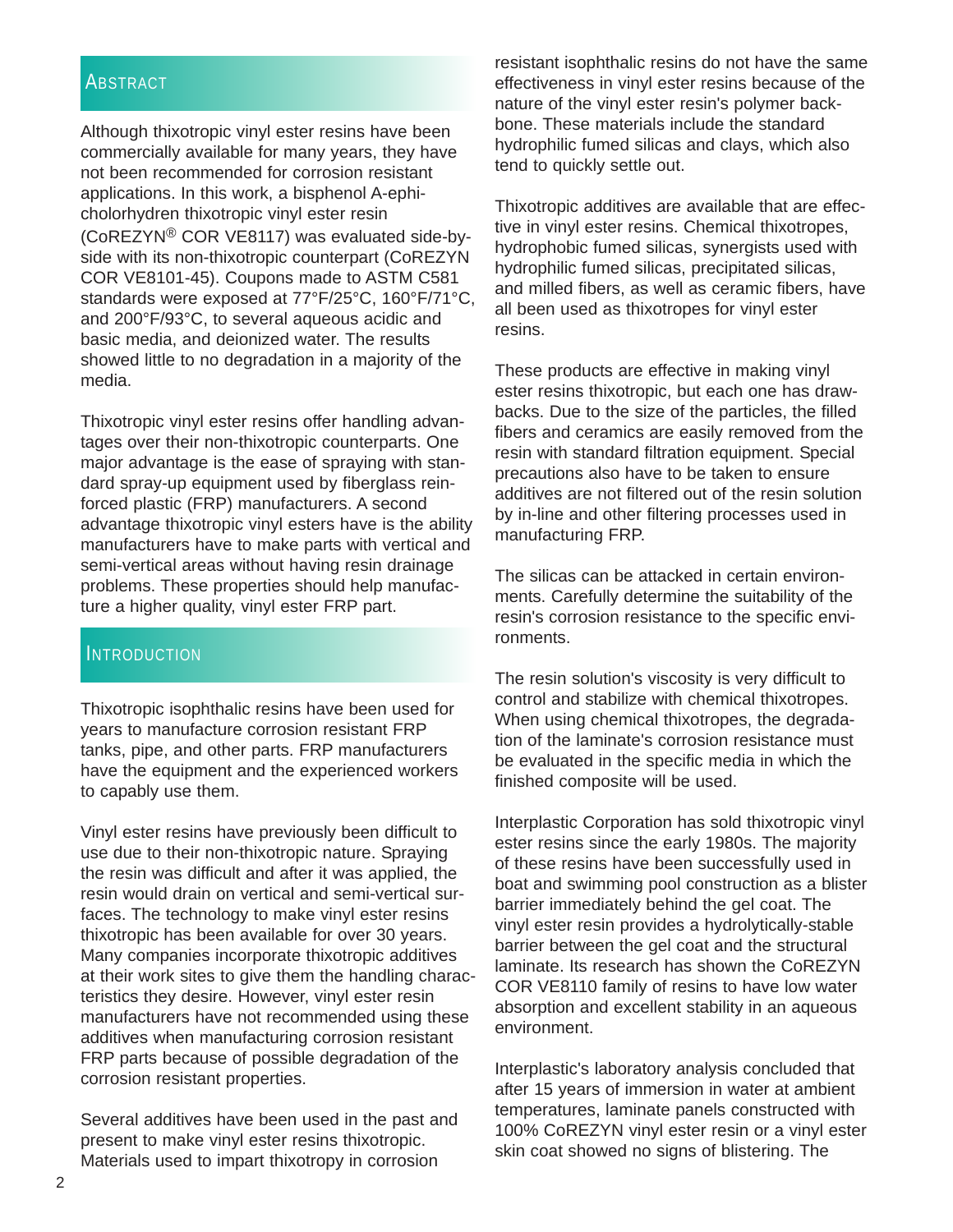## Abstract

Although thixotropic vinyl ester resins have been commercially available for many years, they have not been recommended for corrosion resistant applications. In this work, a bisphenol A-ephichlorhydren thixotropic vinyl ester resin (CoREZYN® COR VE8117) was evaluated side-by-side with its non-thixotropic counterpart (CoREZYN COR VE8101-45). Coupons made to ASTM C581 standards were exposed at 77°F/25°C, 160°F/71°C, and 200°F/93°C, to several aqueous acidic and basic media, and deionized water. The results showed little to no degradation in a majority of the media.

Thixotropic vinyl ester resins offer handling advantages over their non-thixotropic counterparts. One major advantage is the ease of spraying with standard spray-up equipment used by fiberglass reinforced plastic (FRP) manufacturers. A second advantage thixotropic vinyl esters have is the ability manufacturers have to make parts with vertical and semi-vertical areas without having resin drainage problems. These properties should help manufacture a higher quality, vinyl ester FRP part.

## Introduction

Thixotropic isophthalic resins have been used for years to manufacture corrosion resistant FRP tanks, pipe, and other parts. FRP manufacturers have the equipment and the experienced workers to capably use them.

Vinyl ester resins have previously been difficult to use due to their non-thixotropic nature. Spraying the resin was difficult and after it was applied, the resin would drain on vertical and semi-vertical surfaces. The technology to make vinyl ester resins thixotropic has been available for over 30 years. Many companies incorporate thixotropic additives at their work sites to give them the handling characteristics they desire. However, vinyl ester resin manufacturers have not recommended using these additives when manufacturing corrosion resistant FRP parts because of possible degradation of the corrosion resistant properties.

Several additives have been used in the past and present to make vinyl ester resins thixotropic. Materials used to impart thixotropy in corrosion resistant isophthalic resins do not have the same effectiveness in vinyl ester resins because of the nature of the vinyl ester resin's polymer backbone. These materials include the standard hydrophilic fumed silicas and clays, which also tend to quickly settle out.

Thixotropic additives are available that are effective in vinyl ester resins. Chemical thixotropes, hydrophobic fumed silicas, synergists used with hydrophilic fumed silicas, precipitated silicas, and milled fibers, as well as ceramic fibers, have all been used as thixotropes for vinyl ester resins.

These products are effective in making vinyl ester resins thixotropic, but each one has drawbacks. Due to the size of the particles, the filled fibers and ceramics are easily removed from the resin with standard filtration equipment. Special precautions also have to be taken to ensure additives are not filtered out of the resin solution by in-line and other filtering processes used in manufacturing FRP.

The silicas can be attacked in certain environments. Carefully determine the suitability of the resin's corrosion resistance to the specific environments.

The resin solution's viscosity is very difficult to control and stabilize with chemical thixotropes. When using chemical thixotropes, the degradation of the laminate's corrosion resistance must be evaluated in the specific media in which the finished composite will be used.

Interplastic Corporation has sold thixotropic vinyl ester resins since the early 1980s. The majority of these resins have been successfully used in boat and swimming pool construction as a blister barrier immediately behind the gel coat. The vinyl ester resin provides a hydrolytically-stable barrier between the gel coat and the structural laminate. Its research has shown the CoREZYN COR VE8110 family of resins to have low water absorption and excellent stability in an aqueous environment.

Interplastic's laboratory analysis concluded that after 15 years of immersion in water at ambient temperatures, laminate panels constructed with 100% CoREZYN vinyl ester resin or a vinyl ester skin coat showed no signs of blistering. The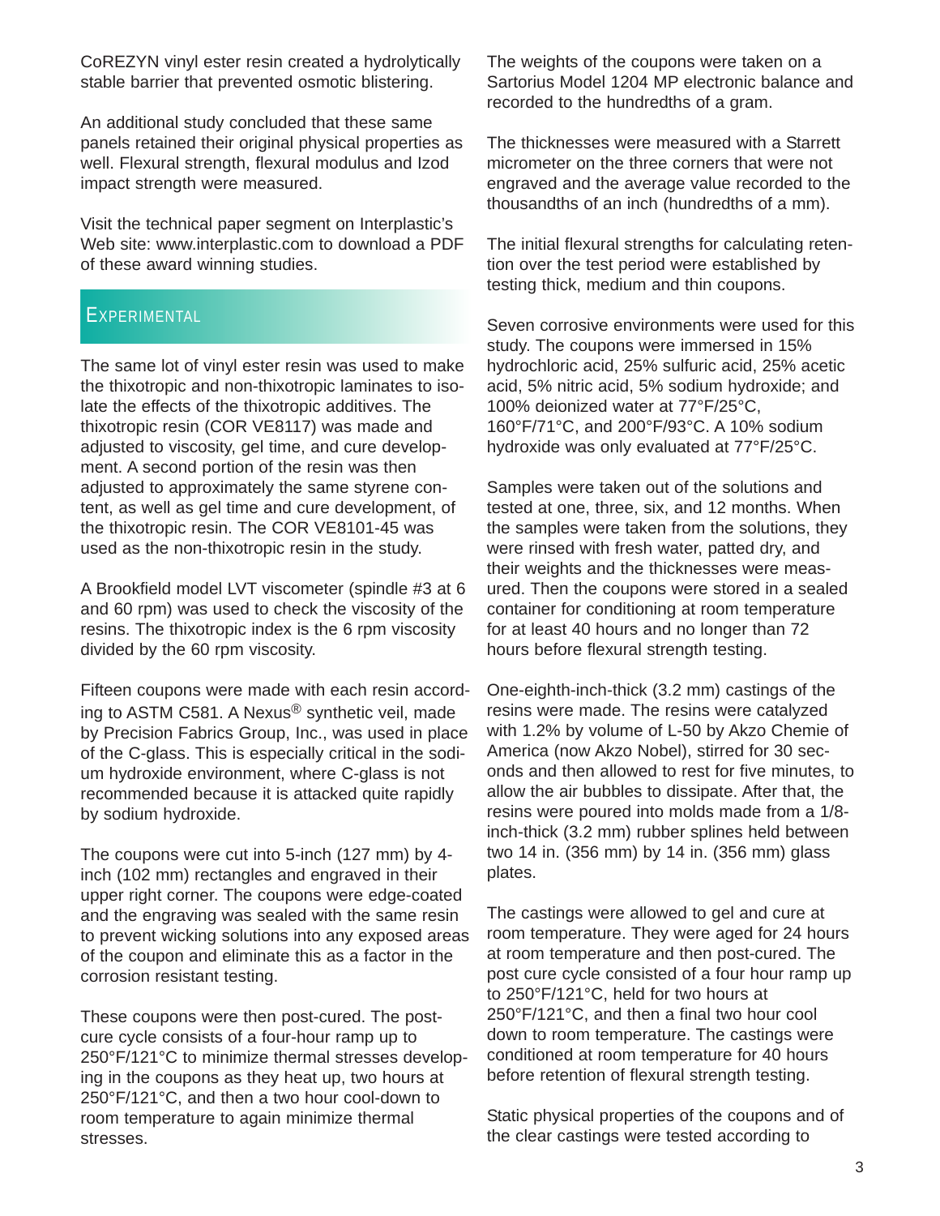CoREZYN vinyl ester resin created a hydrolytically stable barrier that prevented osmotic blistering.

An additional study concluded that these same panels retained their original physical properties as well. Flexural strength, flexural modulus and Izod impact strength were measured.

Visit the technical paper segment on Interplastic's Web site: www.interplastic.com to download a PDF of these award winning studies.

## Experimental

The same lot of vinyl ester resin was used to make the thixotropic and non-thixotropic laminates to isolate the effects of the thixotropic additives. The thixotropic resin (COR VE8117) was made and adjusted to viscosity, gel time, and cure development. A second portion of the resin was then adjusted to approximately the same styrene content, as well as gel time and cure development, of the thixotropic resin. The COR VE8101-45 was used as the non-thixotropic resin in the study.

A Brookfield model LVT viscometer (spindle #3 at 6 and 60 rpm) was used to check the viscosity of the resins. The thixotropic index is the 6 rpm viscosity divided by the 60 rpm viscosity.

Fifteen coupons were made with each resin according to ASTM C581. A Nexus® synthetic veil, made by Precision Fabrics Group, Inc., was used in place of the C-glass. This is especially critical in the sodium hydroxide environment, where C-glass is not recommended because it is attacked quite rapidly by sodium hydroxide.

The coupons were cut into 5-inch (127 mm) by 4-inch (102 mm) rectangles and engraved in their upper right corner. The coupons were edge-coated and the engraving was sealed with the same resin to prevent wicking solutions into any exposed areas of the coupon and eliminate this as a factor in the corrosion resistant testing.

These coupons were then post-cured. The post-cure cycle consists of a four-hour ramp up to 250°F/121°C to minimize thermal stresses developing in the coupons as they heat up, two hours at 250°F/121°C, and then a two hour cool-down to room temperature to again minimize thermal stresses.

The weights of the coupons were taken on a Sartorius Model 1204 MP electronic balance and recorded to the hundredths of a gram.

The thicknesses were measured with a Starrett micrometer on the three corners that were not engraved and the average value recorded to the thousandths of an inch (hundredths of a mm).

The initial flexural strengths for calculating retention over the test period were established by testing thick, medium and thin coupons.

Seven corrosive environments were used for this study. The coupons were immersed in 15% hydrochloric acid, 25% sulfuric acid, 25% acetic acid, 5% nitric acid, 5% sodium hydroxide; and 100% deionized water at 77°F/25°C, 160°F/71°C, and 200°F/93°C. A 10% sodium hydroxide was only evaluated at 77°F/25°C.

Samples were taken out of the solutions and tested at one, three, six, and 12 months. When the samples were taken from the solutions, they were rinsed with fresh water, patted dry, and their weights and the thicknesses were measured. Then the coupons were stored in a sealed container for conditioning at room temperature for at least 40 hours and no longer than 72 hours before flexural strength testing.

One-eighth-inch-thick (3.2 mm) castings of the resins were made. The resins were catalyzed with 1.2% by volume of L-50 by Akzo Chemie of America (now Akzo Nobel), stirred for 30 seconds and then allowed to rest for five minutes, to allow the air bubbles to dissipate. After that, the resins were poured into molds made from a 1/8-inch-thick (3.2 mm) rubber splines held between two 14 in. (356 mm) by 14 in. (356 mm) glass plates.

The castings were allowed to gel and cure at room temperature. They were aged for 24 hours at room temperature and then post-cured. The post cure cycle consisted of a four hour ramp up to 250°F/121°C, held for two hours at 250°F/121°C, and then a final two hour cool down to room temperature. The castings were conditioned at room temperature for 40 hours before retention of flexural strength testing.

Static physical properties of the coupons and of the clear castings were tested according to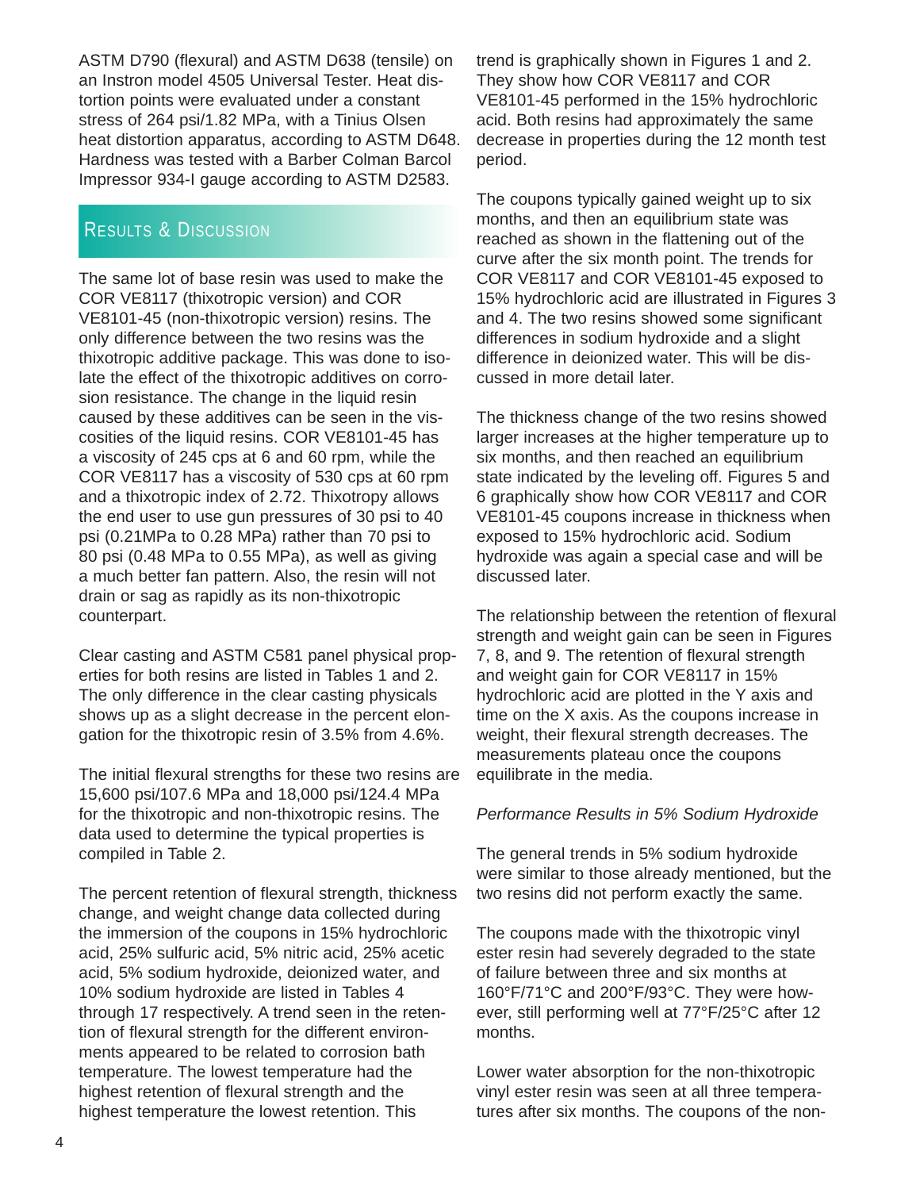ASTM D790 (flexural) and ASTM D638 (tensile) on an Instron model 4505 Universal Tester. Heat distortion points were evaluated under a constant stress of 264 psi/1.82 MPa, with a Tinius Olsen heat distortion apparatus, according to ASTM D648. Hardness was tested with a Barber Colman Barcol Impressor 934-I gauge according to ASTM D2583.

## Results & Discussion

The same lot of base resin was used to make the COR VE8117 (thixotropic version) and COR VE8101-45 (non-thixotropic version) resins. The only difference between the two resins was the thixotropic additive package. This was done to isolate the effect of the thixotropic additives on corrosion resistance. The change in the liquid resin caused by these additives can be seen in the viscosities of the liquid resins. COR VE8101-45 has a viscosity of 245 cps at 6 and 60 rpm, while the COR VE8117 has a viscosity of 530 cps at 60 rpm and a thixotropic index of 2.72. Thixotropy allows the end user to use gun pressures of 30 psi to 40 psi (0.21MPa to 0.28 MPa) rather than 70 psi to 80 psi (0.48 MPa to 0.55 MPa), as well as giving a much better fan pattern. Also, the resin will not drain or sag as rapidly as its non-thixotropic counterpart.

Clear casting and ASTM C581 panel physical properties for both resins are listed in Tables 1 and 2. The only difference in the clear casting physicals shows up as a slight decrease in the percent elongation for the thixotropic resin of 3.5% from 4.6%.

The initial flexural strengths for these two resins are 15,600 psi/107.6 MPa and 18,000 psi/124.4 MPa for the thixotropic and non-thixotropic resins. The data used to determine the typical properties is compiled in Table 2.

The percent retention of flexural strength, thickness change, and weight change data collected during the immersion of the coupons in 15% hydrochloric acid, 25% sulfuric acid, 5% nitric acid, 25% acetic acid, 5% sodium hydroxide, deionized water, and 10% sodium hydroxide are listed in Tables 4 through 17 respectively. A trend seen in the retention of flexural strength for the different environments appeared to be related to corrosion bath temperature. The lowest temperature had the highest retention of flexural strength and the highest temperature the lowest retention. This trend is graphically shown in Figures 1 and 2. They show how COR VE8117 and COR VE8101-45 performed in the 15% hydrochloric acid. Both resins had approximately the same decrease in properties during the 12 month test period.

The coupons typically gained weight up to six months, and then an equilibrium state was reached as shown in the flattening out of the curve after the six month point. The trends for COR VE8117 and COR VE8101-45 exposed to 15% hydrochloric acid are illustrated in Figures 3 and 4. The two resins showed some significant differences in sodium hydroxide and a slight difference in deionized water. This will be discussed in more detail later.

The thickness change of the two resins showed larger increases at the higher temperature up to six months, and then reached an equilibrium state indicated by the leveling off. Figures 5 and 6 graphically show how COR VE8117 and COR VE8101-45 coupons increase in thickness when exposed to 15% hydrochloric acid. Sodium hydroxide was again a special case and will be discussed later.

The relationship between the retention of flexural strength and weight gain can be seen in Figures 7, 8, and 9. The retention of flexural strength and weight gain for COR VE8117 in 15% hydrochloric acid are plotted in the Y axis and time on the X axis. As the coupons increase in weight, their flexural strength decreases. The measurements plateau once the coupons equilibrate in the media.

*Performance Results in 5% Sodium Hydroxide*

The general trends in 5% sodium hydroxide were similar to those already mentioned, but the two resins did not perform exactly the same.

The coupons made with the thixotropic vinyl ester resin had severely degraded to the state of failure between three and six months at 160°F/71°C and 200°F/93°C. They were however, still performing well at 77°F/25°C after 12 months.

Lower water absorption for the non-thixotropic vinyl ester resin was seen at all three temperatures after six months. The coupons of the non-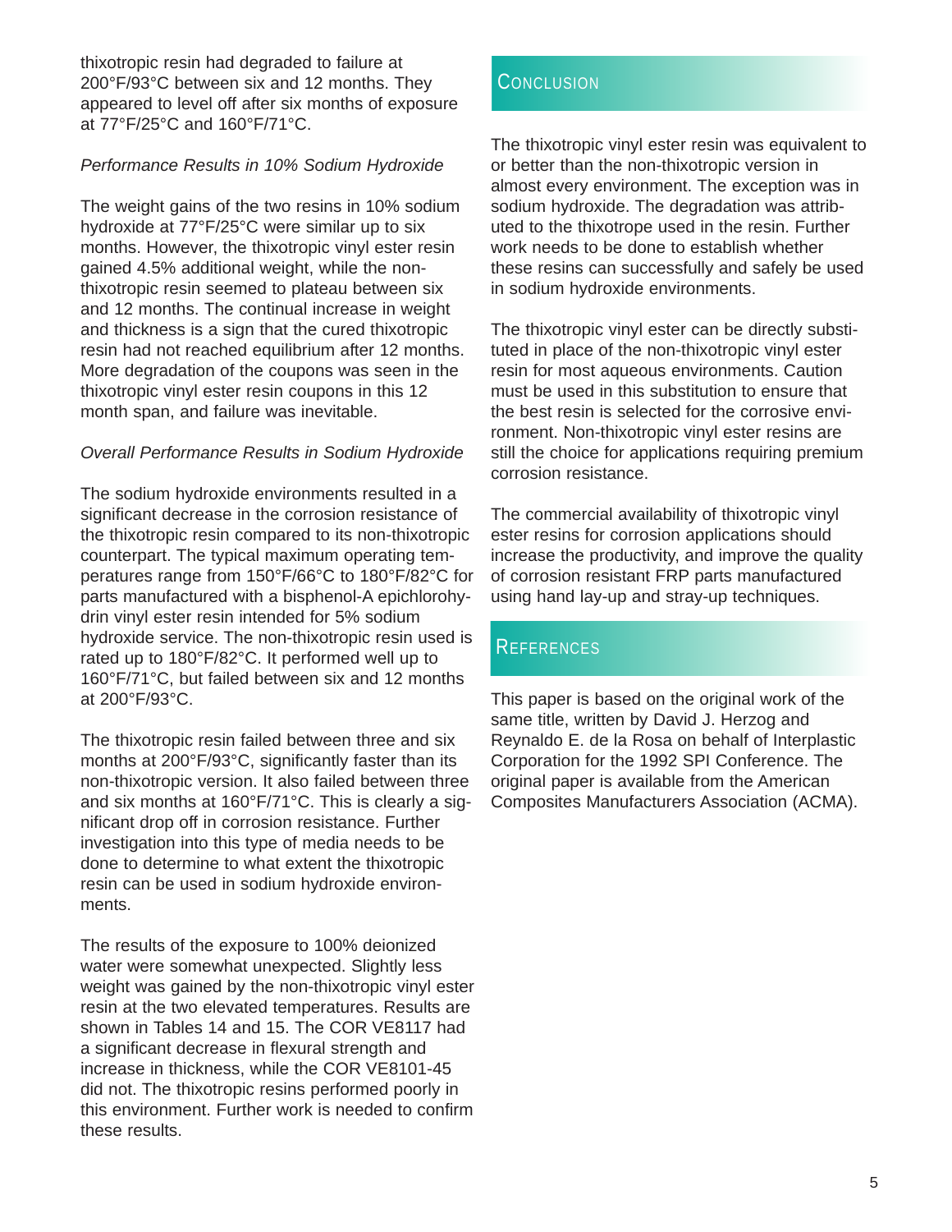thixotropic resin had degraded to failure at 200°F/93°C between six and 12 months. They appeared to level off after six months of exposure at 77°F/25°C and 160°F/71°C.

*Performance Results in 10% Sodium Hydroxide*

The weight gains of the two resins in 10% sodium hydroxide at 77°F/25°C were similar up to six months. However, the thixotropic vinyl ester resin gained 4.5% additional weight, while the non-thixotropic resin seemed to plateau between six and 12 months. The continual increase in weight and thickness is a sign that the cured thixotropic resin had not reached equilibrium after 12 months. More degradation of the coupons was seen in the thixotropic vinyl ester resin coupons in this 12 month span, and failure was inevitable.

*Overall Performance Results in Sodium Hydroxide*

The sodium hydroxide environments resulted in a significant decrease in the corrosion resistance of the thixotropic resin compared to its non-thixotropic counterpart. The typical maximum operating temperatures range from 150°F/66°C to 180°F/82°C for parts manufactured with a bisphenol-A epichlorohydrin vinyl ester resin intended for 5% sodium hydroxide service. The non-thixotropic resin used is rated up to 180°F/82°C. It performed well up to 160°F/71°C, but failed between six and 12 months at 200°F/93°C.

The thixotropic resin failed between three and six months at 200°F/93°C, significantly faster than its non-thixotropic version. It also failed between three and six months at 160°F/71°C. This is clearly a significant drop off in corrosion resistance. Further investigation into this type of media needs to be done to determine to what extent the thixotropic resin can be used in sodium hydroxide environments.

The results of the exposure to 100% deionized water were somewhat unexpected. Slightly less weight was gained by the non-thixotropic vinyl ester resin at the two elevated temperatures. Results are shown in Tables 14 and 15. The COR VE8117 had a significant decrease in flexural strength and increase in thickness, while the COR VE8101-45 did not. The thixotropic resins performed poorly in this environment. Further work is needed to confirm these results.

## Conclusion

The thixotropic vinyl ester resin was equivalent to or better than the non-thixotropic version in almost every environment. The exception was in sodium hydroxide. The degradation was attributed to the thixotrope used in the resin. Further work needs to be done to establish whether these resins can successfully and safely be used in sodium hydroxide environments.

The thixotropic vinyl ester can be directly substituted in place of the non-thixotropic vinyl ester resin for most aqueous environments. Caution must be used in this substitution to ensure that the best resin is selected for the corrosive environment. Non-thixotropic vinyl ester resins are still the choice for applications requiring premium corrosion resistance.

The commercial availability of thixotropic vinyl ester resins for corrosion applications should increase the productivity, and improve the quality of corrosion resistant FRP parts manufactured using hand lay-up and stray-up techniques.

## References

This paper is based on the original work of the same title, written by David J. Herzog and Reynaldo E. de la Rosa on behalf of Interplastic Corporation for the 1992 SPI Conference. The original paper is available from the American Composites Manufacturers Association (ACMA).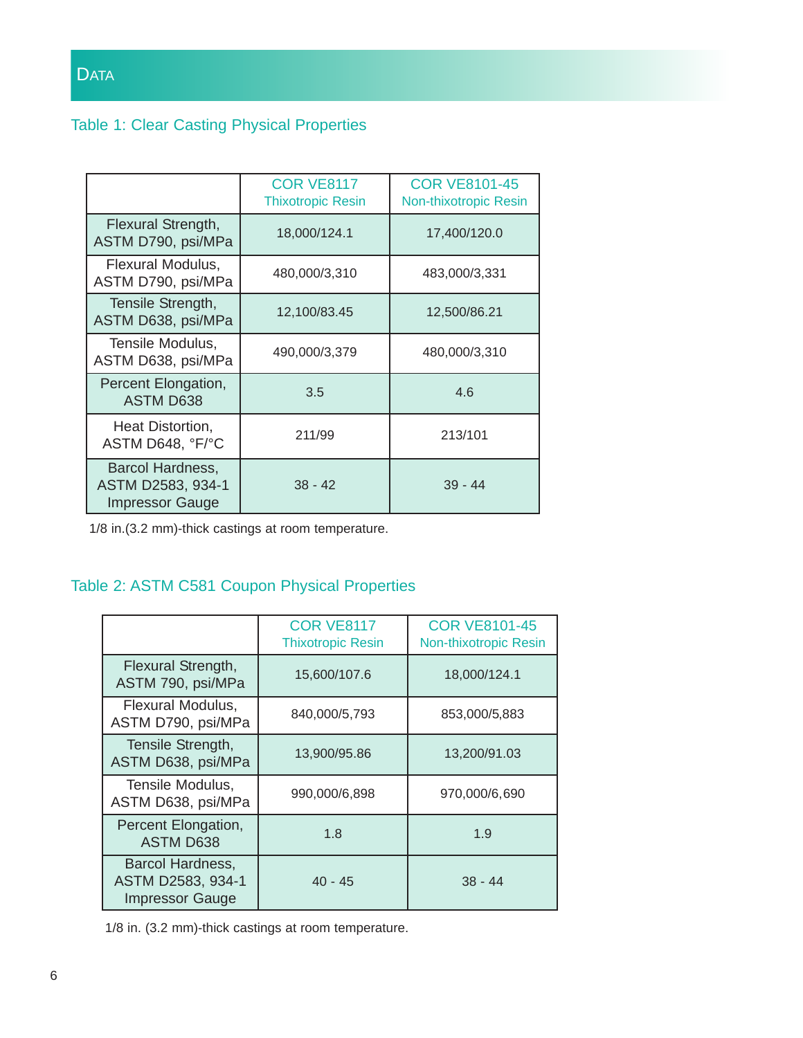## DATA

### Table 1: Clear Casting Physical Properties

| | COR VE8117 Thixotropic Resin | COR VE8101-45 Non-thixotropic Resin |
|---|---|---|
| Flexural Strength, ASTM D790, psi/MPa | 18,000/124.1 | 17,400/120.0 |
| Flexural Modulus, ASTM D790, psi/MPa | 480,000/3,310 | 483,000/3,331 |
| Tensile Strength, ASTM D638, psi/MPa | 12,100/83.45 | 12,500/86.21 |
| Tensile Modulus, ASTM D638, psi/MPa | 490,000/3,379 | 480,000/3,310 |
| Percent Elongation, ASTM D638 | 3.5 | 4.6 |
| Heat Distortion, ASTM D648, °F/°C | 211/99 | 213/101 |
| Barcol Hardness, ASTM D2583, 934-1 Impressor Gauge | 38 - 42 | 39 - 44 |

1/8 in.(3.2 mm)-thick castings at room temperature.

### Table 2: ASTM C581 Coupon Physical Properties

| | COR VE8117 Thixotropic Resin | COR VE8101-45 Non-thixotropic Resin |
|---|---|---|
| Flexural Strength, ASTM 790, psi/MPa | 15,600/107.6 | 18,000/124.1 |
| Flexural Modulus, ASTM D790, psi/MPa | 840,000/5,793 | 853,000/5,883 |
| Tensile Strength, ASTM D638, psi/MPa | 13,900/95.86 | 13,200/91.03 |
| Tensile Modulus, ASTM D638, psi/MPa | 990,000/6,898 | 970,000/6,690 |
| Percent Elongation, ASTM D638 | 1.8 | 1.9 |
| Barcol Hardness, ASTM D2583, 934-1 Impressor Gauge | 40 - 45 | 38 - 44 |

1/8 in. (3.2 mm)-thick castings at room temperature.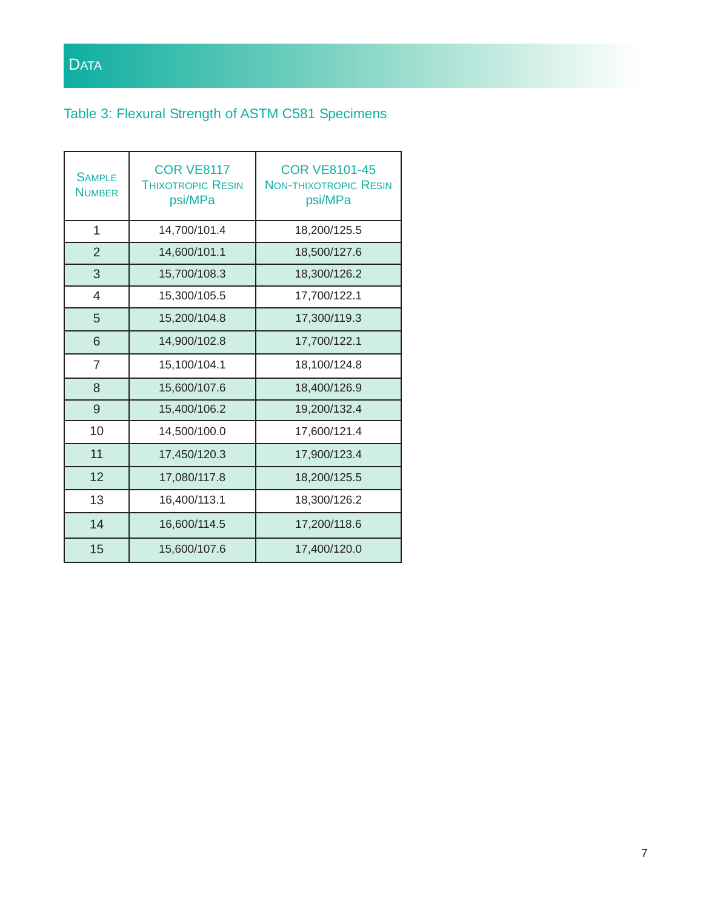## Data

Table 3: Flexural Strength of ASTM C581 Specimens

| Sample Number | COR VE8117 Thixotropic Resin psi/MPa | COR VE8101-45 Non-thixotropic Resin psi/MPa |
|---|---|---|
| 1 | 14,700/101.4 | 18,200/125.5 |
| 2 | 14,600/101.1 | 18,500/127.6 |
| 3 | 15,700/108.3 | 18,300/126.2 |
| 4 | 15,300/105.5 | 17,700/122.1 |
| 5 | 15,200/104.8 | 17,300/119.3 |
| 6 | 14,900/102.8 | 17,700/122.1 |
| 7 | 15,100/104.1 | 18,100/124.8 |
| 8 | 15,600/107.6 | 18,400/126.9 |
| 9 | 15,400/106.2 | 19,200/132.4 |
| 10 | 14,500/100.0 | 17,600/121.4 |
| 11 | 17,450/120.3 | 17,900/123.4 |
| 12 | 17,080/117.8 | 18,200/125.5 |
| 13 | 16,400/113.1 | 18,300/126.2 |
| 14 | 16,600/114.5 | 17,200/118.6 |
| 15 | 15,600/107.6 | 17,400/120.0 |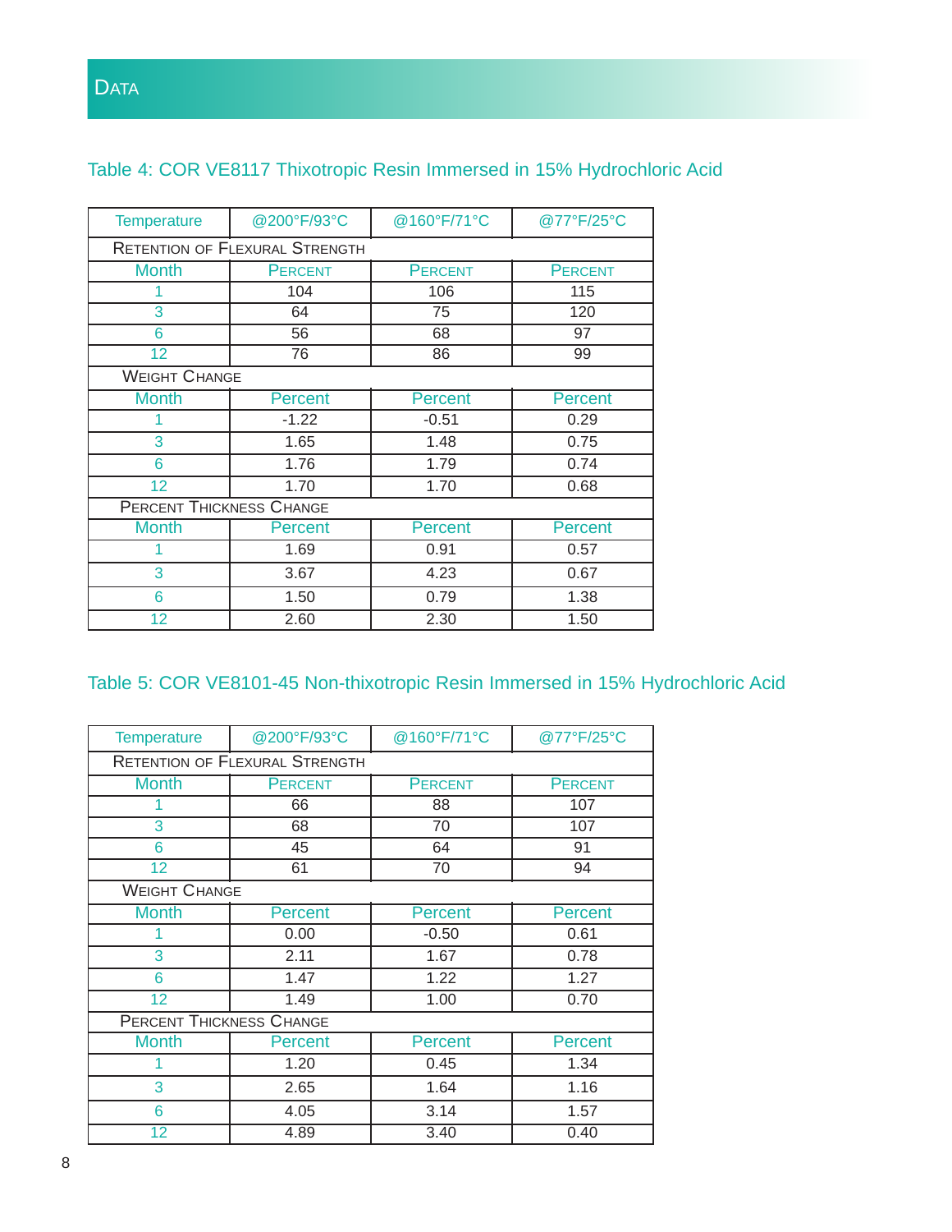## Data

### Table 4: COR VE8117 Thixotropic Resin Immersed in 15% Hydrochloric Acid

| Temperature | @200°F/93°C | @160°F/71°C | @77°F/25°C |
|---|---|---|---|
| **Retention of Flexural Strength** | | | |
| Month | Percent | Percent | Percent |
| 1 | 104 | 106 | 115 |
| 3 | 64 | 75 | 120 |
| 6 | 56 | 68 | 97 |
| 12 | 76 | 86 | 99 |
| **Weight Change** | | | |
| Month | Percent | Percent | Percent |
| 1 | -1.22 | -0.51 | 0.29 |
| 3 | 1.65 | 1.48 | 0.75 |
| 6 | 1.76 | 1.79 | 0.74 |
| 12 | 1.70 | 1.70 | 0.68 |
| **Percent Thickness Change** | | | |
| Month | Percent | Percent | Percent |
| 1 | 1.69 | 0.91 | 0.57 |
| 3 | 3.67 | 4.23 | 0.67 |
| 6 | 1.50 | 0.79 | 1.38 |
| 12 | 2.60 | 2.30 | 1.50 |

### Table 5: COR VE8101-45 Non-thixotropic Resin Immersed in 15% Hydrochloric Acid

| Temperature | @200°F/93°C | @160°F/71°C | @77°F/25°C |
|---|---|---|---|
| **Retention of Flexural Strength** | | | |
| Month | Percent | Percent | Percent |
| 1 | 66 | 88 | 107 |
| 3 | 68 | 70 | 107 |
| 6 | 45 | 64 | 91 |
| 12 | 61 | 70 | 94 |
| **Weight Change** | | | |
| Month | Percent | Percent | Percent |
| 1 | 0.00 | -0.50 | 0.61 |
| 3 | 2.11 | 1.67 | 0.78 |
| 6 | 1.47 | 1.22 | 1.27 |
| 12 | 1.49 | 1.00 | 0.70 |
| **Percent Thickness Change** | | | |
| Month | Percent | Percent | Percent |
| 1 | 1.20 | 0.45 | 1.34 |
| 3 | 2.65 | 1.64 | 1.16 |
| 6 | 4.05 | 3.14 | 1.57 |
| 12 | 4.89 | 3.40 | 0.40 |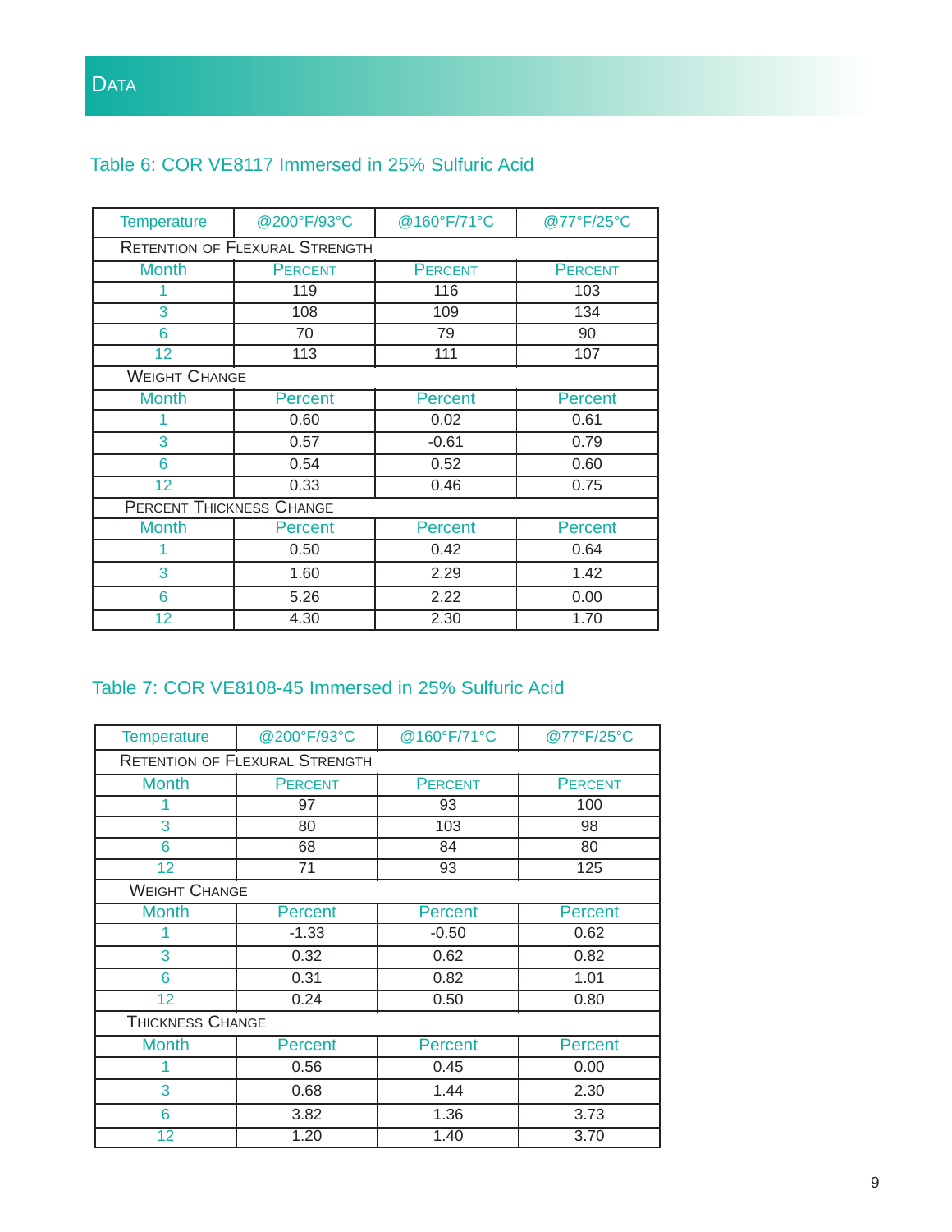## Data

### Table 6: COR VE8117 Immersed in 25% Sulfuric Acid

| Temperature | @200°F/93°C | @160°F/71°C | @77°F/25°C |
|---|---|---|---|
| Retention of Flexural Strength | | | |
| Month | Percent | Percent | Percent |
| 1 | 119 | 116 | 103 |
| 3 | 108 | 109 | 134 |
| 6 | 70 | 79 | 90 |
| 12 | 113 | 111 | 107 |
| Weight Change | | | |
| Month | Percent | Percent | Percent |
| 1 | 0.60 | 0.02 | 0.61 |
| 3 | 0.57 | -0.61 | 0.79 |
| 6 | 0.54 | 0.52 | 0.60 |
| 12 | 0.33 | 0.46 | 0.75 |
| Percent Thickness Change | | | |
| Month | Percent | Percent | Percent |
| 1 | 0.50 | 0.42 | 0.64 |
| 3 | 1.60 | 2.29 | 1.42 |
| 6 | 5.26 | 2.22 | 0.00 |
| 12 | 4.30 | 2.30 | 1.70 |

### Table 7: COR VE8108-45 Immersed in 25% Sulfuric Acid

| Temperature | @200°F/93°C | @160°F/71°C | @77°F/25°C |
|---|---|---|---|
| Retention of Flexural Strength | | | |
| Month | Percent | Percent | Percent |
| 1 | 97 | 93 | 100 |
| 3 | 80 | 103 | 98 |
| 6 | 68 | 84 | 80 |
| 12 | 71 | 93 | 125 |
| Weight Change | | | |
| Month | Percent | Percent | Percent |
| 1 | -1.33 | -0.50 | 0.62 |
| 3 | 0.32 | 0.62 | 0.82 |
| 6 | 0.31 | 0.82 | 1.01 |
| 12 | 0.24 | 0.50 | 0.80 |
| Thickness Change | | | |
| Month | Percent | Percent | Percent |
| 1 | 0.56 | 0.45 | 0.00 |
| 3 | 0.68 | 1.44 | 2.30 |
| 6 | 3.82 | 1.36 | 3.73 |
| 12 | 1.20 | 1.40 | 3.70 |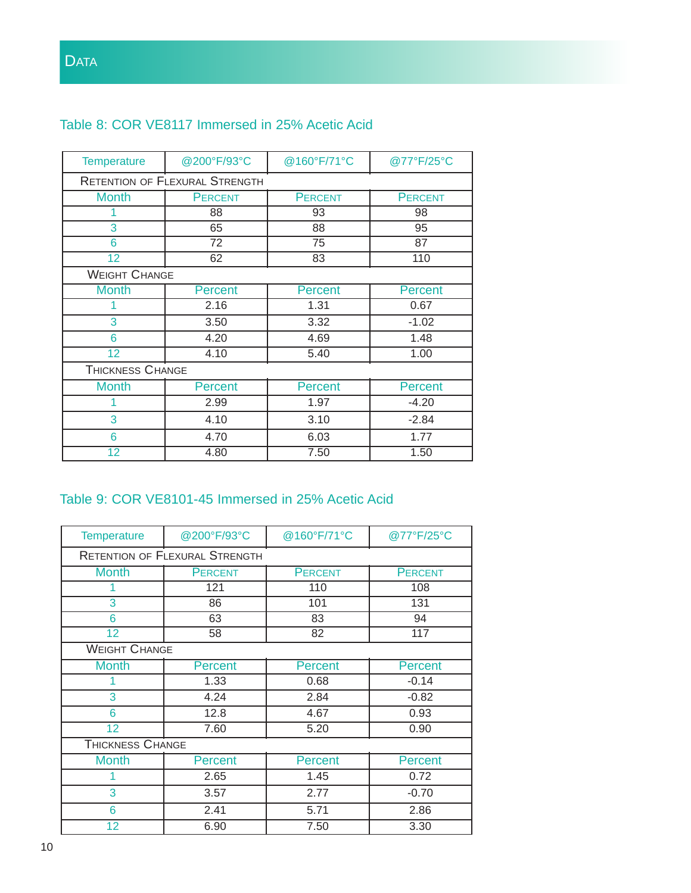## Data

### Table 8: COR VE8117 Immersed in 25% Acetic Acid

| Temperature | @200°F/93°C | @160°F/71°C | @77°F/25°C |
|---|---|---|---|
| **Retention of Flexural Strength** | | | |
| Month | Percent | Percent | Percent |
| 1 | 88 | 93 | 98 |
| 3 | 65 | 88 | 95 |
| 6 | 72 | 75 | 87 |
| 12 | 62 | 83 | 110 |
| **Weight Change** | | | |
| Month | Percent | Percent | Percent |
| 1 | 2.16 | 1.31 | 0.67 |
| 3 | 3.50 | 3.32 | -1.02 |
| 6 | 4.20 | 4.69 | 1.48 |
| 12 | 4.10 | 5.40 | 1.00 |
| **Thickness Change** | | | |
| Month | Percent | Percent | Percent |
| 1 | 2.99 | 1.97 | -4.20 |
| 3 | 4.10 | 3.10 | -2.84 |
| 6 | 4.70 | 6.03 | 1.77 |
| 12 | 4.80 | 7.50 | 1.50 |

### Table 9: COR VE8101-45 Immersed in 25% Acetic Acid

| Temperature | @200°F/93°C | @160°F/71°C | @77°F/25°C |
|---|---|---|---|
| **Retention of Flexural Strength** | | | |
| Month | Percent | Percent | Percent |
| 1 | 121 | 110 | 108 |
| 3 | 86 | 101 | 131 |
| 6 | 63 | 83 | 94 |
| 12 | 58 | 82 | 117 |
| **Weight Change** | | | |
| Month | Percent | Percent | Percent |
| 1 | 1.33 | 0.68 | -0.14 |
| 3 | 4.24 | 2.84 | -0.82 |
| 6 | 12.8 | 4.67 | 0.93 |
| 12 | 7.60 | 5.20 | 0.90 |
| **Thickness Change** | | | |
| Month | Percent | Percent | Percent |
| 1 | 2.65 | 1.45 | 0.72 |
| 3 | 3.57 | 2.77 | -0.70 |
| 6 | 2.41 | 5.71 | 2.86 |
| 12 | 6.90 | 7.50 | 3.30 |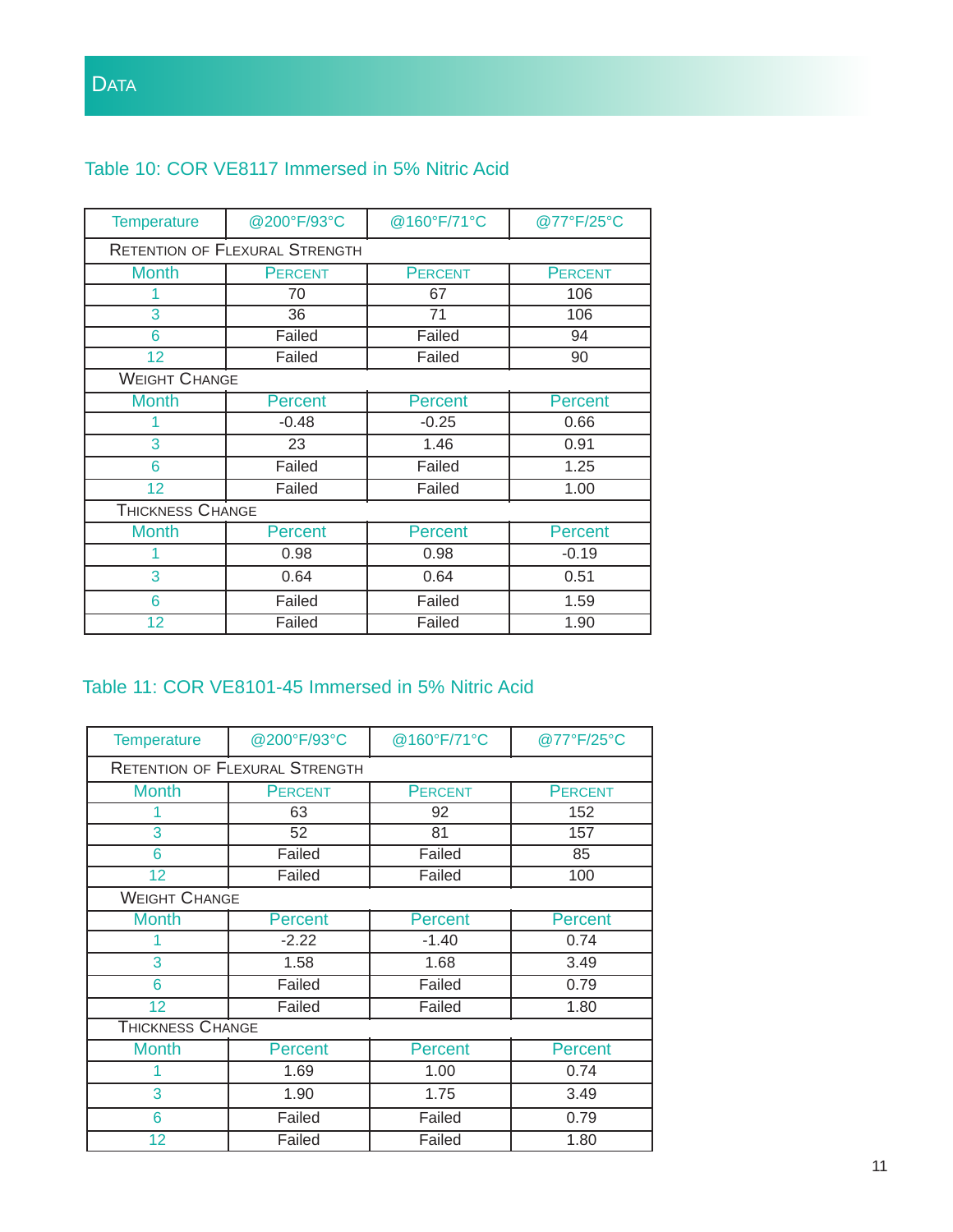# Data

## Table 10: COR VE8117 Immersed in 5% Nitric Acid

| Temperature | @200°F/93°C | @160°F/71°C | @77°F/25°C |
|---|---|---|---|
| **Retention of Flexural Strength** | | | |
| Month | Percent | Percent | Percent |
| 1 | 70 | 67 | 106 |
| 3 | 36 | 71 | 106 |
| 6 | Failed | Failed | 94 |
| 12 | Failed | Failed | 90 |
| **Weight Change** | | | |
| Month | Percent | Percent | Percent |
| 1 | -0.48 | -0.25 | 0.66 |
| 3 | 23 | 1.46 | 0.91 |
| 6 | Failed | Failed | 1.25 |
| 12 | Failed | Failed | 1.00 |
| **Thickness Change** | | | |
| Month | Percent | Percent | Percent |
| 1 | 0.98 | 0.98 | -0.19 |
| 3 | 0.64 | 0.64 | 0.51 |
| 6 | Failed | Failed | 1.59 |
| 12 | Failed | Failed | 1.90 |

## Table 11: COR VE8101-45 Immersed in 5% Nitric Acid

| Temperature | @200°F/93°C | @160°F/71°C | @77°F/25°C |
|---|---|---|---|
| **Retention of Flexural Strength** | | | |
| Month | Percent | Percent | Percent |
| 1 | 63 | 92 | 152 |
| 3 | 52 | 81 | 157 |
| 6 | Failed | Failed | 85 |
| 12 | Failed | Failed | 100 |
| **Weight Change** | | | |
| Month | Percent | Percent | Percent |
| 1 | -2.22 | -1.40 | 0.74 |
| 3 | 1.58 | 1.68 | 3.49 |
| 6 | Failed | Failed | 0.79 |
| 12 | Failed | Failed | 1.80 |
| **Thickness Change** | | | |
| Month | Percent | Percent | Percent |
| 1 | 1.69 | 1.00 | 0.74 |
| 3 | 1.90 | 1.75 | 3.49 |
| 6 | Failed | Failed | 0.79 |
| 12 | Failed | Failed | 1.80 |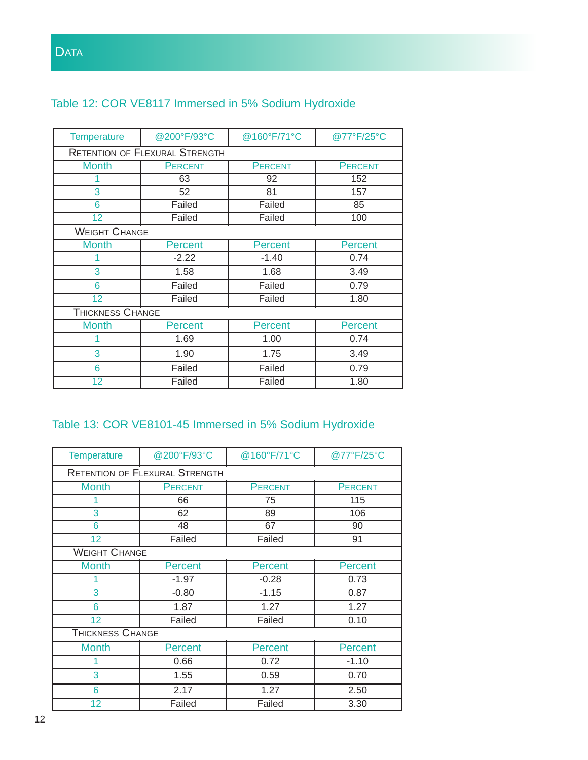## Data

### Table 12: COR VE8117 Immersed in 5% Sodium Hydroxide

| Temperature | @200°F/93°C | @160°F/71°C | @77°F/25°C |
|---|---|---|---|
| **Retention of Flexural Strength** | | | |
| Month | Percent | Percent | Percent |
| 1 | 63 | 92 | 152 |
| 3 | 52 | 81 | 157 |
| 6 | Failed | Failed | 85 |
| 12 | Failed | Failed | 100 |
| **Weight Change** | | | |
| Month | Percent | Percent | Percent |
| 1 | -2.22 | -1.40 | 0.74 |
| 3 | 1.58 | 1.68 | 3.49 |
| 6 | Failed | Failed | 0.79 |
| 12 | Failed | Failed | 1.80 |
| **Thickness Change** | | | |
| Month | Percent | Percent | Percent |
| 1 | 1.69 | 1.00 | 0.74 |
| 3 | 1.90 | 1.75 | 3.49 |
| 6 | Failed | Failed | 0.79 |
| 12 | Failed | Failed | 1.80 |

### Table 13: COR VE8101-45 Immersed in 5% Sodium Hydroxide

| Temperature | @200°F/93°C | @160°F/71°C | @77°F/25°C |
|---|---|---|---|
| **Retention of Flexural Strength** | | | |
| Month | Percent | Percent | Percent |
| 1 | 66 | 75 | 115 |
| 3 | 62 | 89 | 106 |
| 6 | 48 | 67 | 90 |
| 12 | Failed | Failed | 91 |
| **Weight Change** | | | |
| Month | Percent | Percent | Percent |
| 1 | -1.97 | -0.28 | 0.73 |
| 3 | -0.80 | -1.15 | 0.87 |
| 6 | 1.87 | 1.27 | 1.27 |
| 12 | Failed | Failed | 0.10 |
| **Thickness Change** | | | |
| Month | Percent | Percent | Percent |
| 1 | 0.66 | 0.72 | -1.10 |
| 3 | 1.55 | 0.59 | 0.70 |
| 6 | 2.17 | 1.27 | 2.50 |
| 12 | Failed | Failed | 3.30 |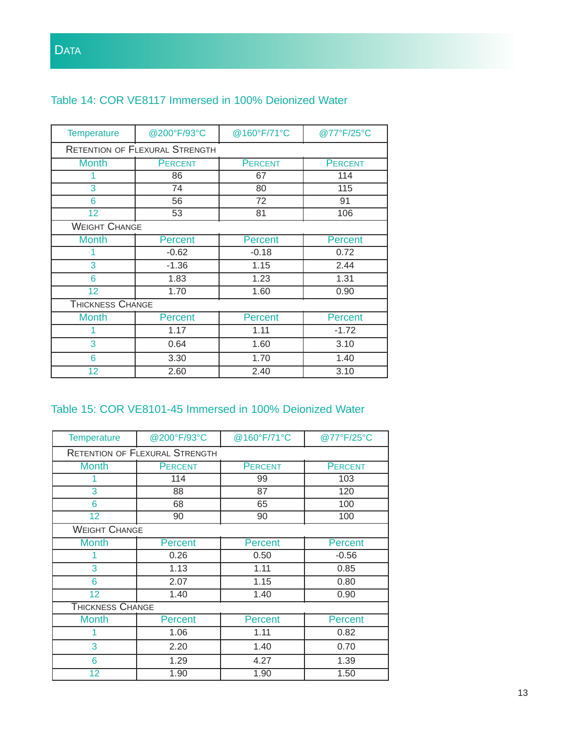## Data

### Table 14: COR VE8117 Immersed in 100% Deionized Water

| Temperature | @200°F/93°C | @160°F/71°C | @77°F/25°C |
|---|---|---|---|
| **Retention of Flexural Strength** | | | |
| Month | Percent | Percent | Percent |
| 1 | 86 | 67 | 114 |
| 3 | 74 | 80 | 115 |
| 6 | 56 | 72 | 91 |
| 12 | 53 | 81 | 106 |
| **Weight Change** | | | |
| Month | Percent | Percent | Percent |
| 1 | -0.62 | -0.18 | 0.72 |
| 3 | -1.36 | 1.15 | 2.44 |
| 6 | 1.83 | 1.23 | 1.31 |
| 12 | 1.70 | 1.60 | 0.90 |
| **Thickness Change** | | | |
| Month | Percent | Percent | Percent |
| 1 | 1.17 | 1.11 | -1.72 |
| 3 | 0.64 | 1.60 | 3.10 |
| 6 | 3.30 | 1.70 | 1.40 |
| 12 | 2.60 | 2.40 | 3.10 |

### Table 15: COR VE8101-45 Immersed in 100% Deionized Water

| Temperature | @200°F/93°C | @160°F/71°C | @77°F/25°C |
|---|---|---|---|
| **Retention of Flexural Strength** | | | |
| Month | Percent | Percent | Percent |
| 1 | 114 | 99 | 103 |
| 3 | 88 | 87 | 120 |
| 6 | 68 | 65 | 100 |
| 12 | 90 | 90 | 100 |
| **Weight Change** | | | |
| Month | Percent | Percent | Percent |
| 1 | 0.26 | 0.50 | -0.56 |
| 3 | 1.13 | 1.11 | 0.85 |
| 6 | 2.07 | 1.15 | 0.80 |
| 12 | 1.40 | 1.40 | 0.90 |
| **Thickness Change** | | | |
| Month | Percent | Percent | Percent |
| 1 | 1.06 | 1.11 | 0.82 |
| 3 | 2.20 | 1.40 | 0.70 |
| 6 | 1.29 | 4.27 | 1.39 |
| 12 | 1.90 | 1.90 | 1.50 |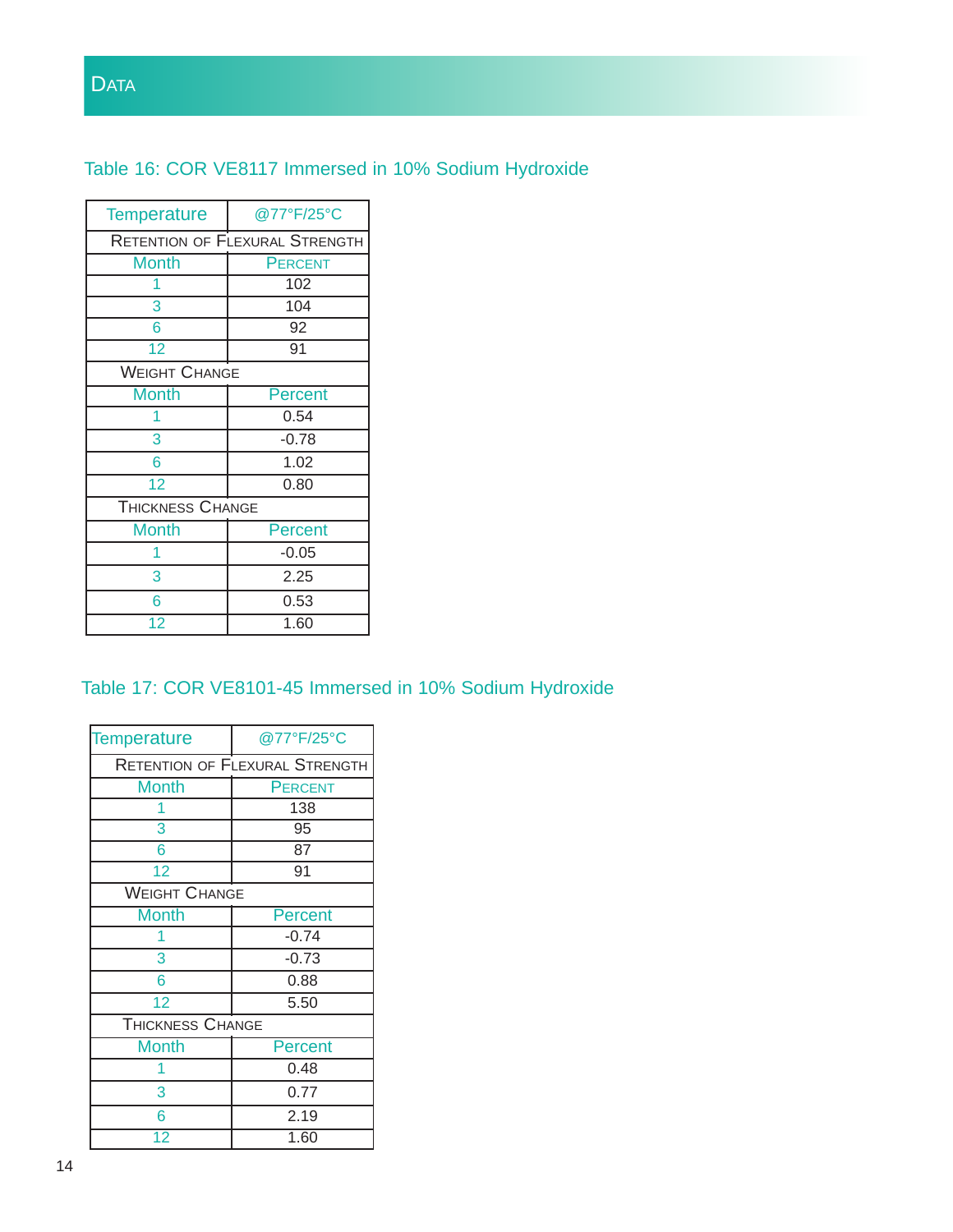# Data

## Table 16: COR VE8117 Immersed in 10% Sodium Hydroxide

| Temperature | @77°F/25°C |
|---|---|
| Retention of Flexural Strength | |
| Month | Percent |
| 1 | 102 |
| 3 | 104 |
| 6 | 92 |
| 12 | 91 |
| Weight Change | |
| Month | Percent |
| 1 | 0.54 |
| 3 | -0.78 |
| 6 | 1.02 |
| 12 | 0.80 |
| Thickness Change | |
| Month | Percent |
| 1 | -0.05 |
| 3 | 2.25 |
| 6 | 0.53 |
| 12 | 1.60 |

## Table 17: COR VE8101-45 Immersed in 10% Sodium Hydroxide

| Temperature | @77°F/25°C |
|---|---|
| Retention of Flexural Strength | |
| Month | Percent |
| 1 | 138 |
| 3 | 95 |
| 6 | 87 |
| 12 | 91 |
| Weight Change | |
| Month | Percent |
| 1 | -0.74 |
| 3 | -0.73 |
| 6 | 0.88 |
| 12 | 5.50 |
| Thickness Change | |
| Month | Percent |
| 1 | 0.48 |
| 3 | 0.77 |
| 6 | 2.19 |
| 12 | 1.60 |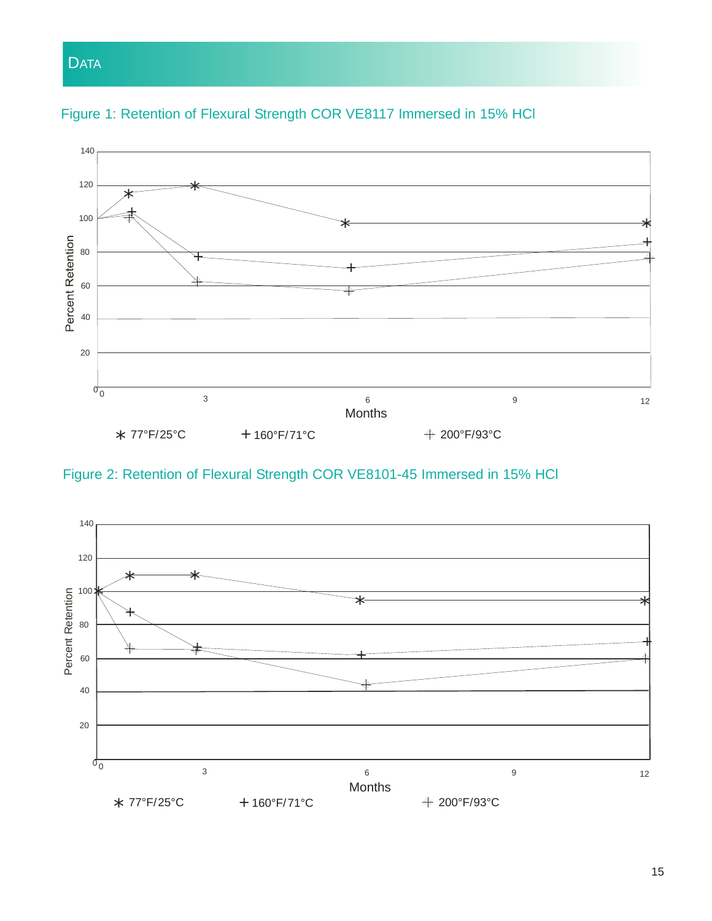# Data

Figure 1: Retention of Flexural Strength COR VE8117 Immersed in 15% HCl

Figure 2: Retention of Flexural Strength COR VE8101-45 Immersed in 15% HCl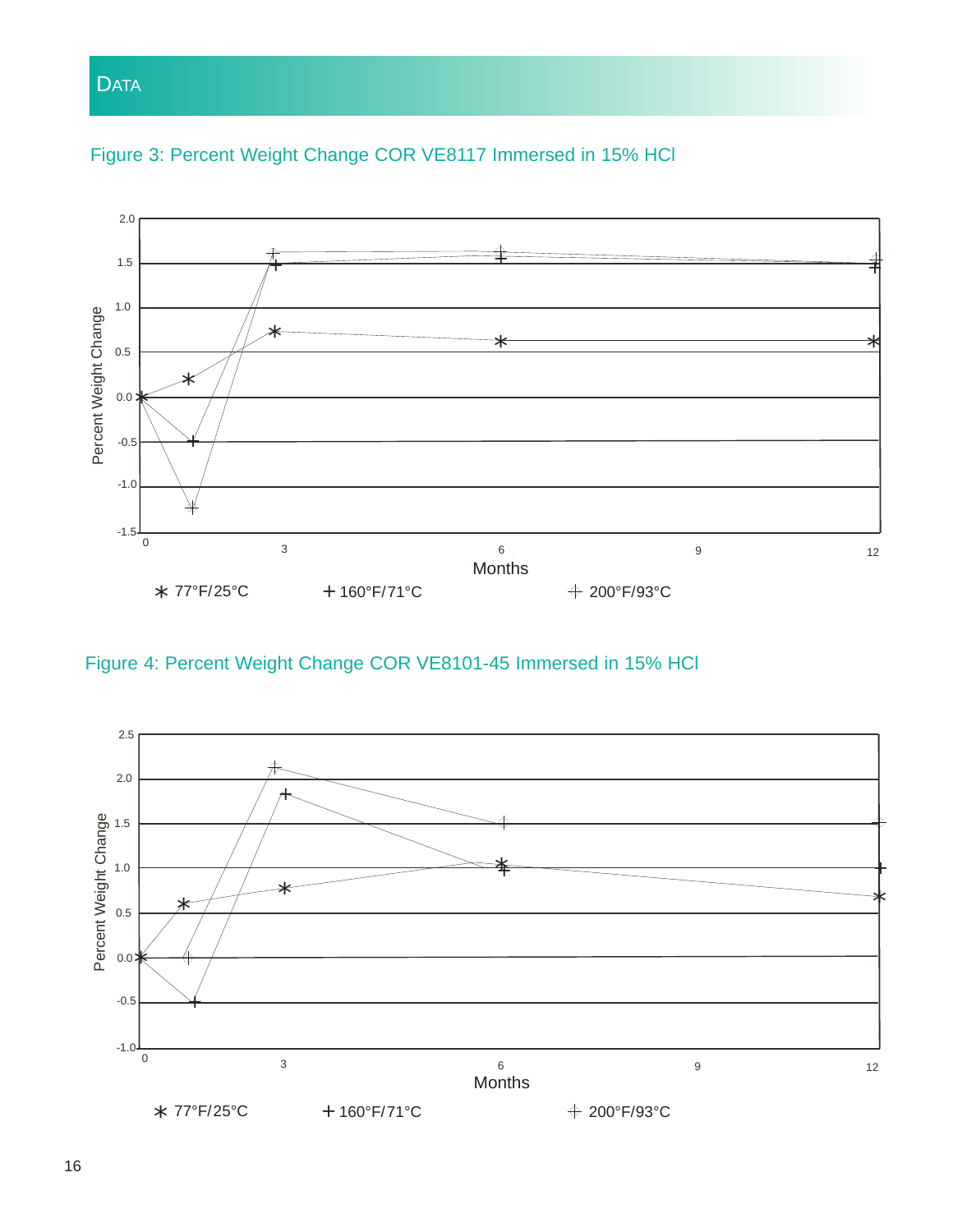# DATA

Figure 3: Percent Weight Change COR VE8117 Immersed in 15% HCl

Figure 4: Percent Weight Change COR VE8101-45 Immersed in 15% HCl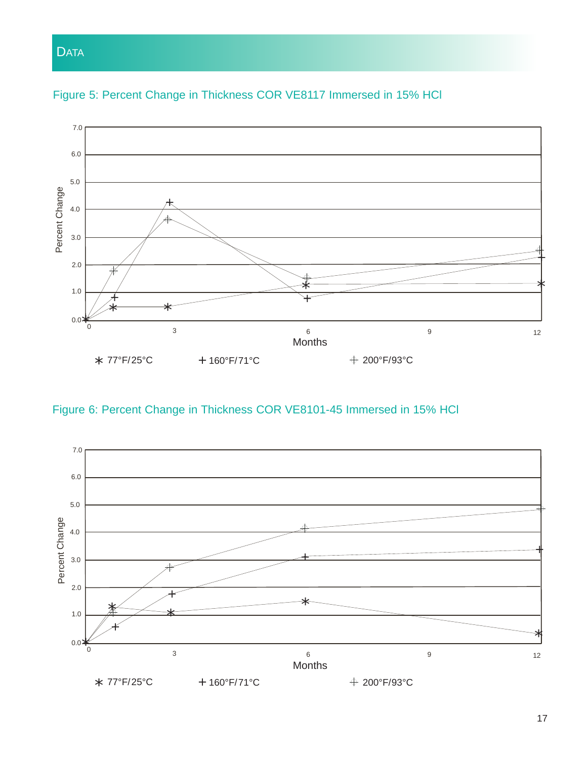## Data

Figure 5: Percent Change in Thickness COR VE8117 Immersed in 15% HCl

Figure 6: Percent Change in Thickness COR VE8101-45 Immersed in 15% HCl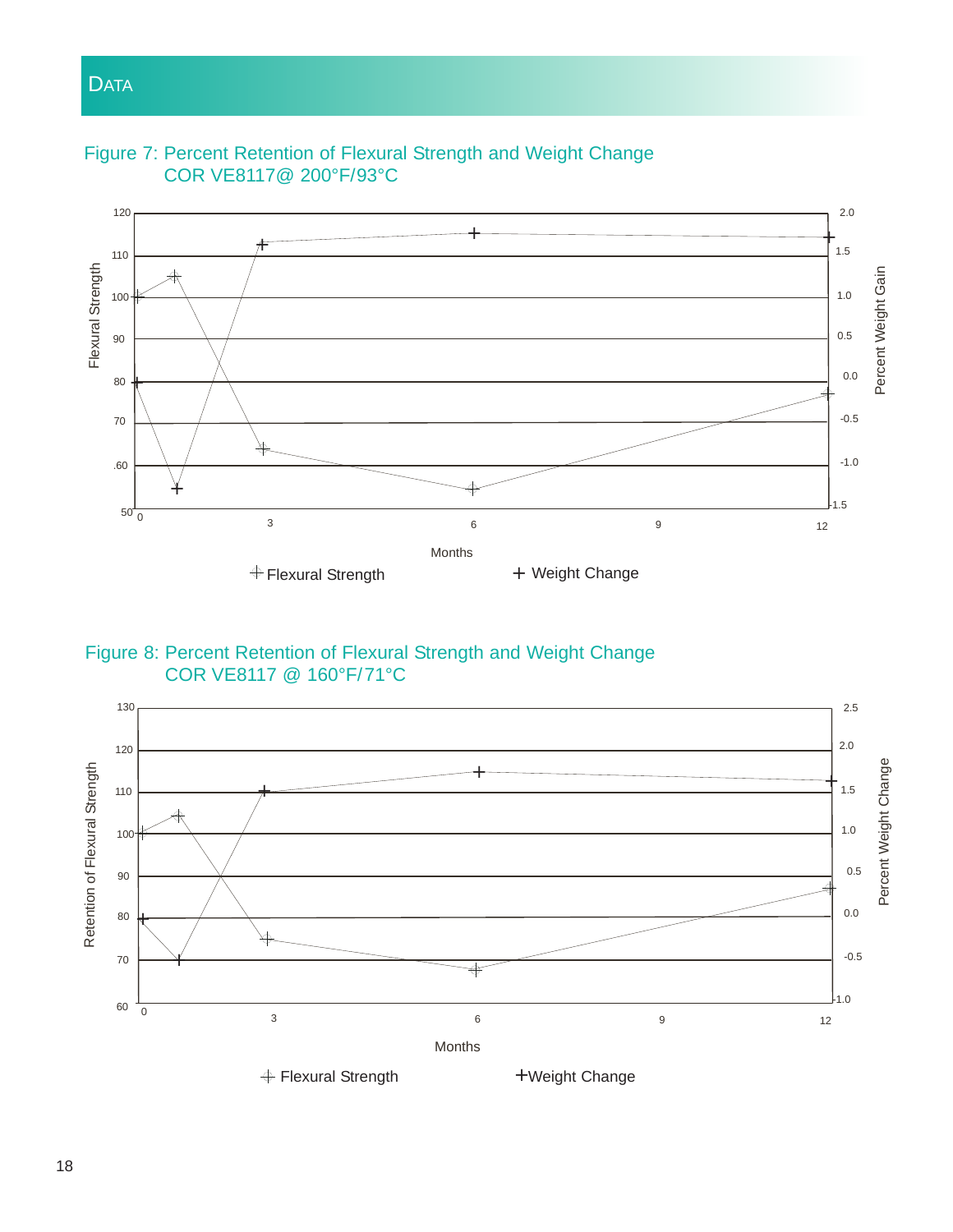## DATA

Figure 7: Percent Retention of Flexural Strength and Weight Change
COR VE8117@ 200°F/93°C

Figure 8: Percent Retention of Flexural Strength and Weight Change
COR VE8117 @ 160°F/71°C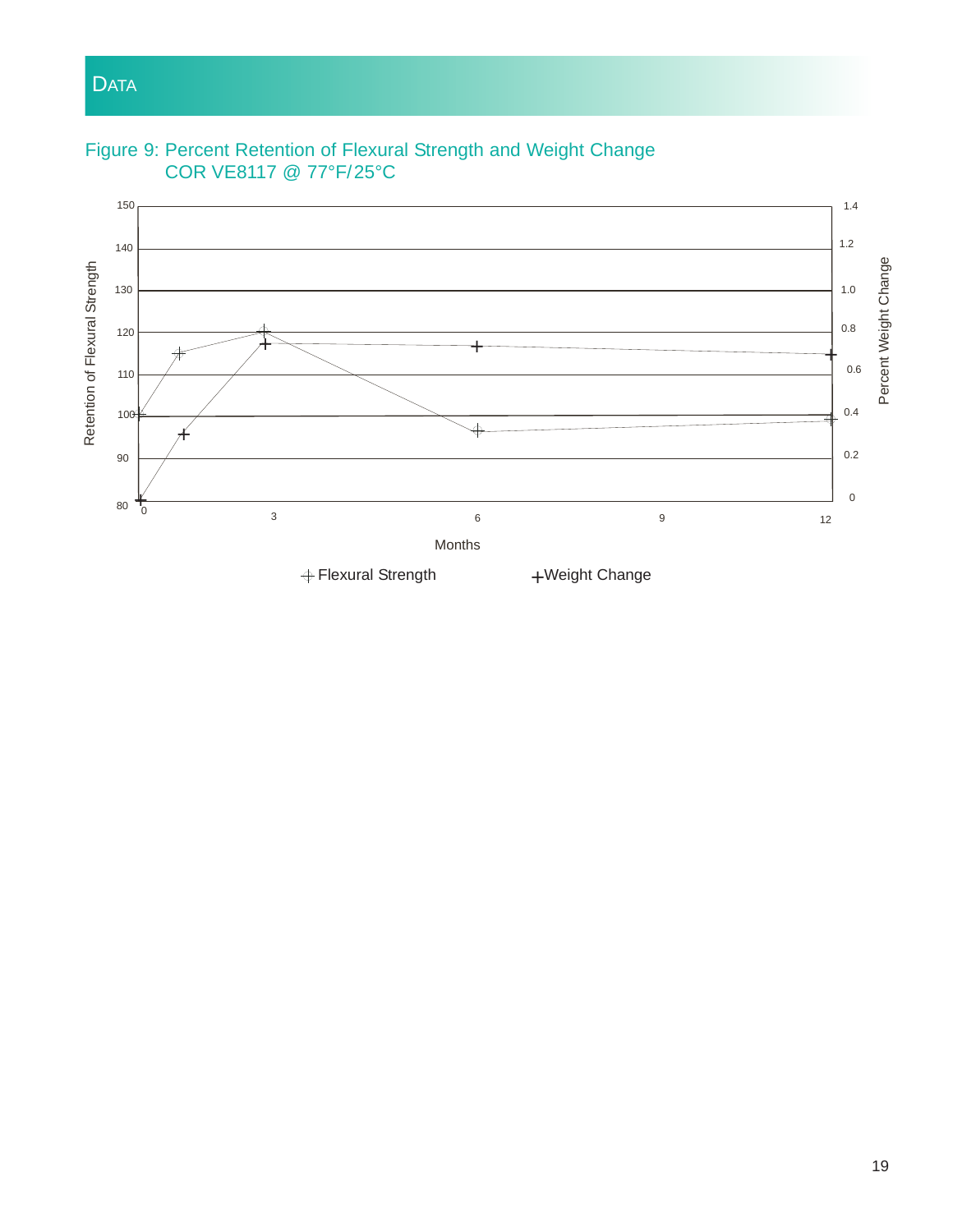# DATA

Figure 9: Percent Retention of Flexural Strength and Weight Change
COR VE8117 @ 77°F/25°C

Retention of Flexural Strength

Percent Weight Change

Months

Flexural Strength    Weight Change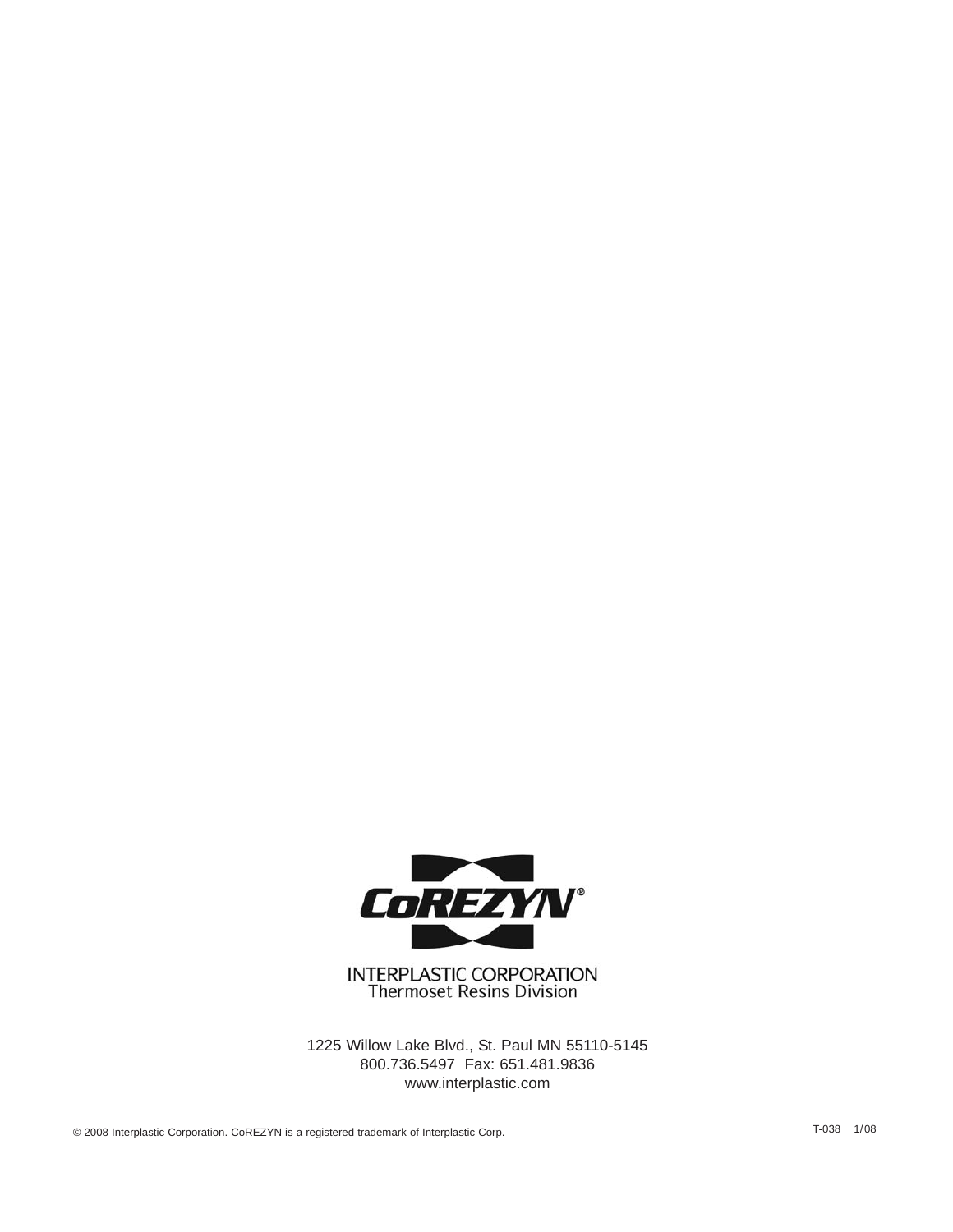CoREZYN®

INTERPLASTIC CORPORATION
Thermoset Resins Division

1225 Willow Lake Blvd., St. Paul MN 55110-5145
800.736.5497 Fax: 651.481.9836
www.interplastic.com

© 2008 Interplastic Corporation. CoREZYN is a registered trademark of Interplastic Corp.

T-038 1/08